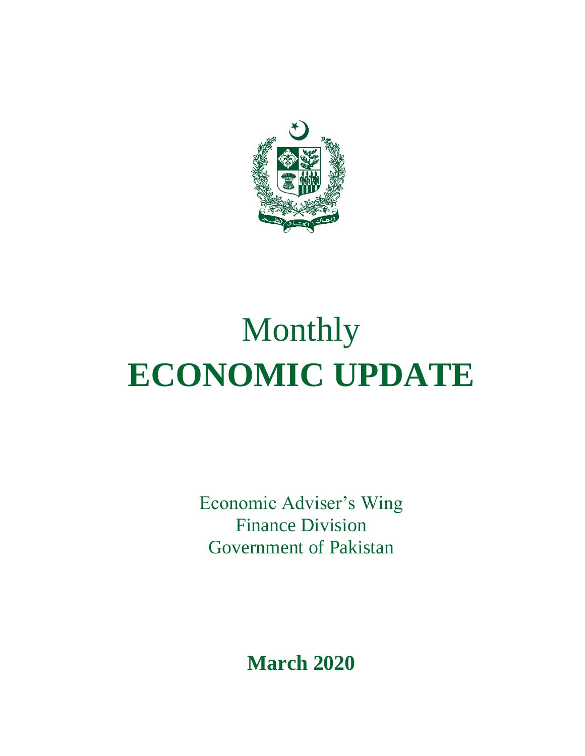# Monthly
# ECONOMIC UPDATE

Economic Adviser's Wing
Finance Division
Government of Pakistan

**March 2020**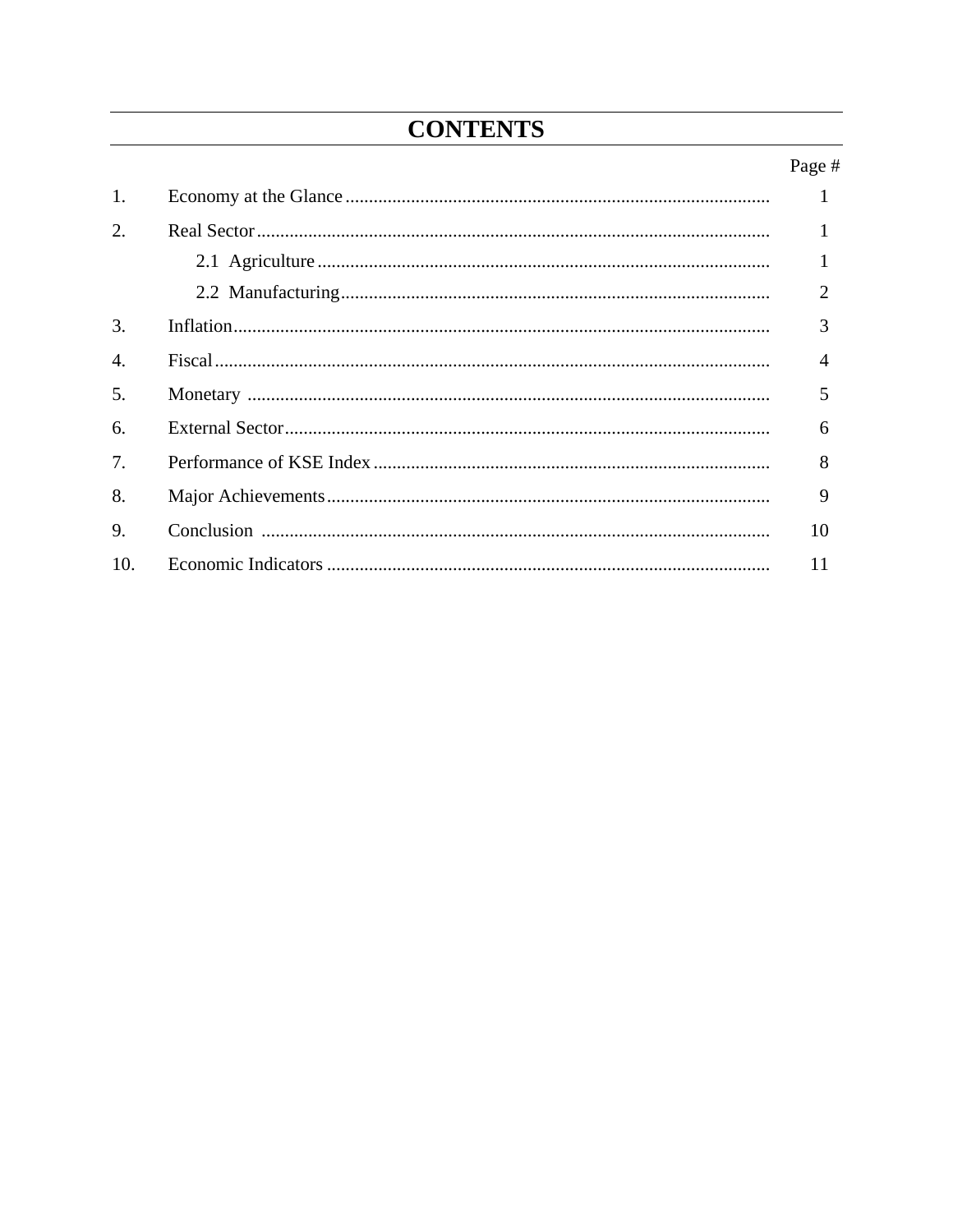# CONTENTS

| | | Page # |
|---|---|---|
| 1. | Economy at the Glance | 1 |
| 2. | Real Sector | 1 |
| | 2.1 Agriculture | 1 |
| | 2.2 Manufacturing | 2 |
| 3. | Inflation | 3 |
| 4. | Fiscal | 4 |
| 5. | Monetary | 5 |
| 6. | External Sector | 6 |
| 7. | Performance of KSE Index | 8 |
| 8. | Major Achievements | 9 |
| 9. | Conclusion | 10 |
| 10. | Economic Indicators | 11 |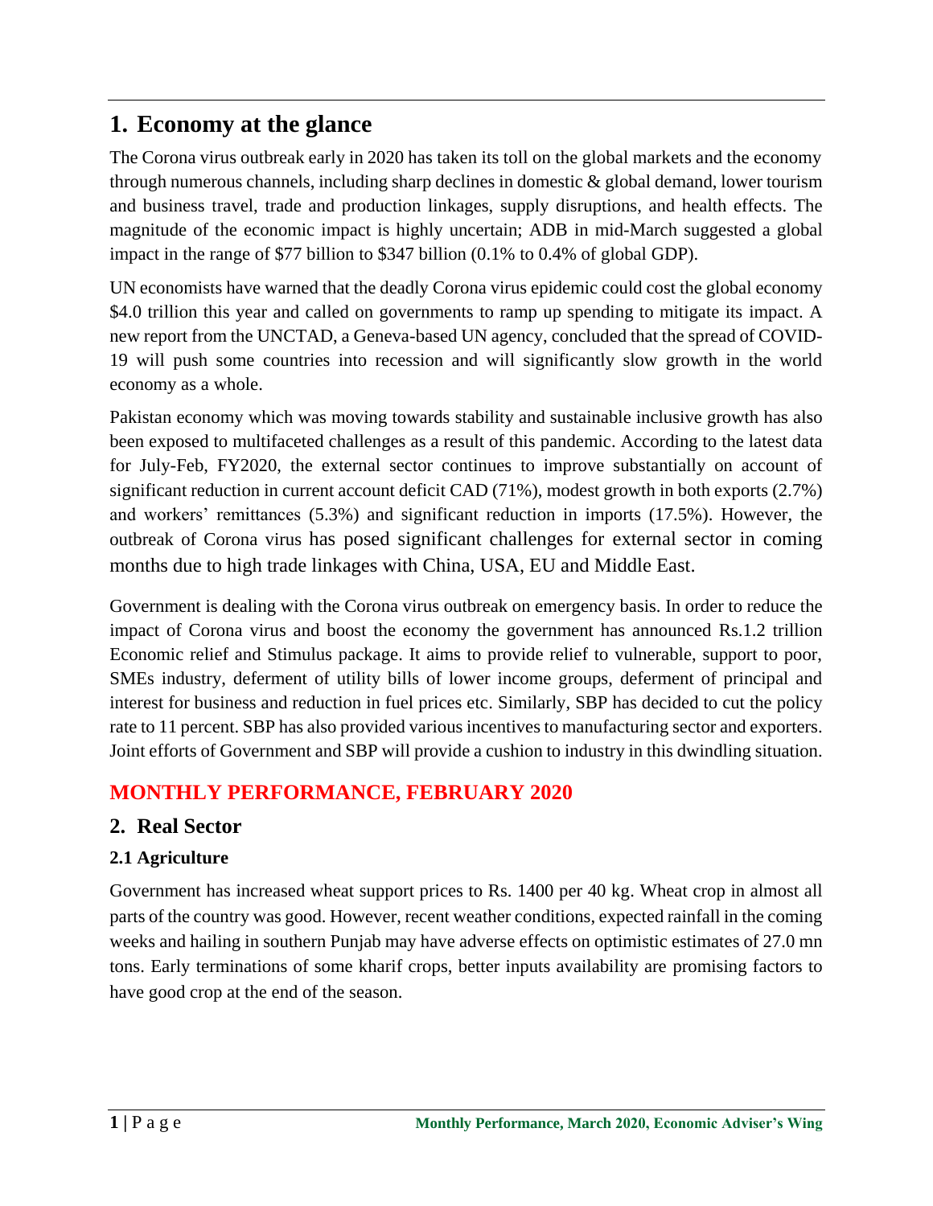# 1. Economy at the glance

The Corona virus outbreak early in 2020 has taken its toll on the global markets and the economy through numerous channels, including sharp declines in domestic & global demand, lower tourism and business travel, trade and production linkages, supply disruptions, and health effects. The magnitude of the economic impact is highly uncertain; ADB in mid-March suggested a global impact in the range of $77 billion to $347 billion (0.1% to 0.4% of global GDP).

UN economists have warned that the deadly Corona virus epidemic could cost the global economy $4.0 trillion this year and called on governments to ramp up spending to mitigate its impact. A new report from the UNCTAD, a Geneva-based UN agency, concluded that the spread of COVID-19 will push some countries into recession and will significantly slow growth in the world economy as a whole.

Pakistan economy which was moving towards stability and sustainable inclusive growth has also been exposed to multifaceted challenges as a result of this pandemic. According to the latest data for July-Feb, FY2020, the external sector continues to improve substantially on account of significant reduction in current account deficit CAD (71%), modest growth in both exports (2.7%) and workers' remittances (5.3%) and significant reduction in imports (17.5%). However, the outbreak of Corona virus has posed significant challenges for external sector in coming months due to high trade linkages with China, USA, EU and Middle East.

Government is dealing with the Corona virus outbreak on emergency basis. In order to reduce the impact of Corona virus and boost the economy the government has announced Rs.1.2 trillion Economic relief and Stimulus package. It aims to provide relief to vulnerable, support to poor, SMEs industry, deferment of utility bills of lower income groups, deferment of principal and interest for business and reduction in fuel prices etc. Similarly, SBP has decided to cut the policy rate to 11 percent. SBP has also provided various incentives to manufacturing sector and exporters. Joint efforts of Government and SBP will provide a cushion to industry in this dwindling situation.

## MONTHLY PERFORMANCE, FEBRUARY 2020

# 2. Real Sector

### 2.1 Agriculture

Government has increased wheat support prices to Rs. 1400 per 40 kg. Wheat crop in almost all parts of the country was good. However, recent weather conditions, expected rainfall in the coming weeks and hailing in southern Punjab may have adverse effects on optimistic estimates of 27.0 mn tons. Early terminations of some kharif crops, better inputs availability are promising factors to have good crop at the end of the season.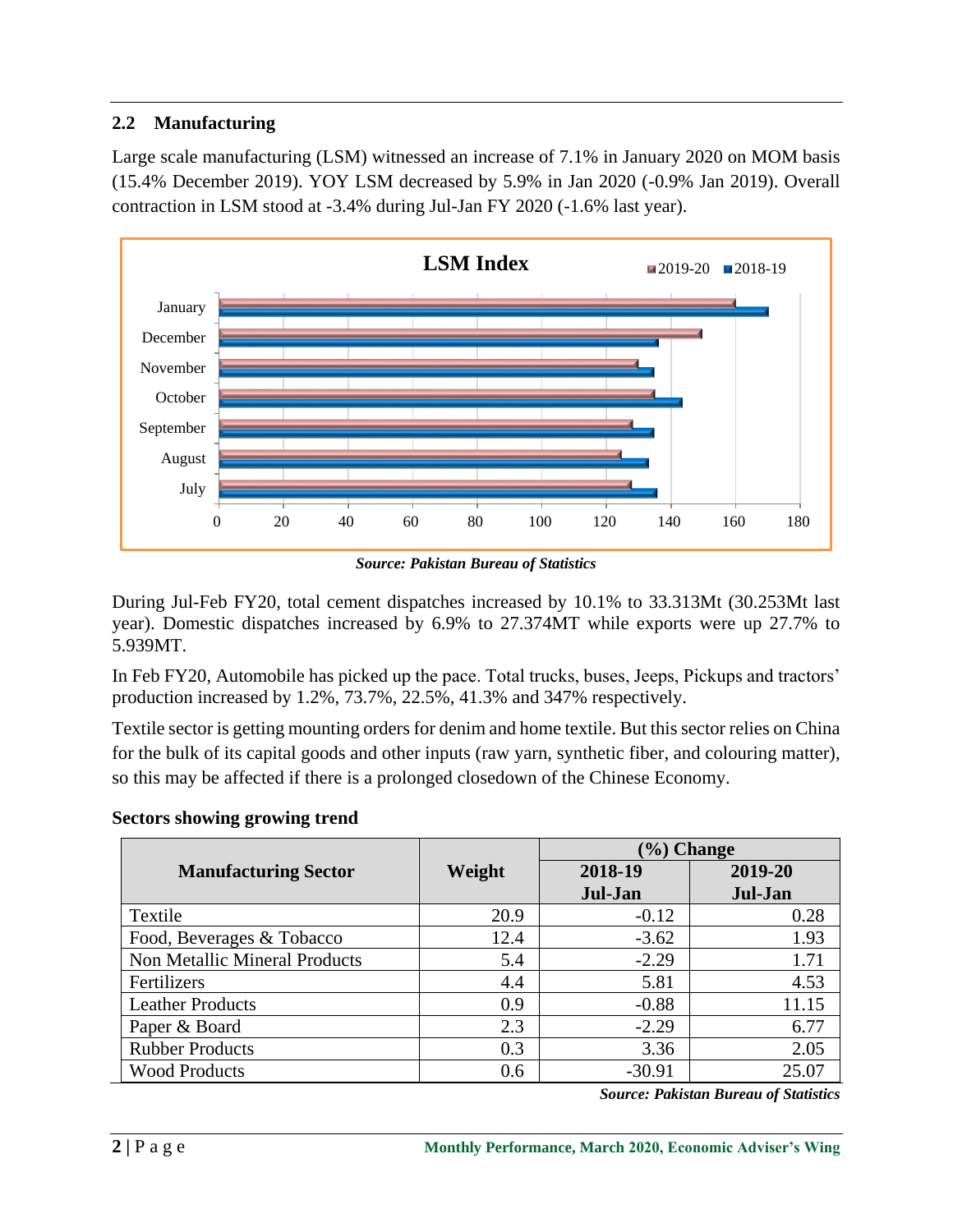## 2.2 Manufacturing

Large scale manufacturing (LSM) witnessed an increase of 7.1% in January 2020 on MOM basis (15.4% December 2019). YOY LSM decreased by 5.9% in Jan 2020 (-0.9% Jan 2019). Overall contraction in LSM stood at -3.4% during Jul-Jan FY 2020 (-1.6% last year).

*Source: Pakistan Bureau of Statistics*

During Jul-Feb FY20, total cement dispatches increased by 10.1% to 33.313Mt (30.253Mt last year). Domestic dispatches increased by 6.9% to 27.374MT while exports were up 27.7% to 5.939MT.

In Feb FY20, Automobile has picked up the pace. Total trucks, buses, Jeeps, Pickups and tractors' production increased by 1.2%, 73.7%, 22.5%, 41.3% and 347% respectively.

Textile sector is getting mounting orders for denim and home textile. But this sector relies on China for the bulk of its capital goods and other inputs (raw yarn, synthetic fiber, and colouring matter), so this may be affected if there is a prolonged closedown of the Chinese Economy.

**Sectors showing growing trend**

| Manufacturing Sector | Weight | (%) Change | |
|---|---|---|---|
| | | 2018-19 Jul-Jan | 2019-20 Jul-Jan |
| Textile | 20.9 | -0.12 | 0.28 |
| Food, Beverages & Tobacco | 12.4 | -3.62 | 1.93 |
| Non Metallic Mineral Products | 5.4 | -2.29 | 1.71 |
| Fertilizers | 4.4 | 5.81 | 4.53 |
| Leather Products | 0.9 | -0.88 | 11.15 |
| Paper & Board | 2.3 | -2.29 | 6.77 |
| Rubber Products | 0.3 | 3.36 | 2.05 |
| Wood Products | 0.6 | -30.91 | 25.07 |

*Source: Pakistan Bureau of Statistics*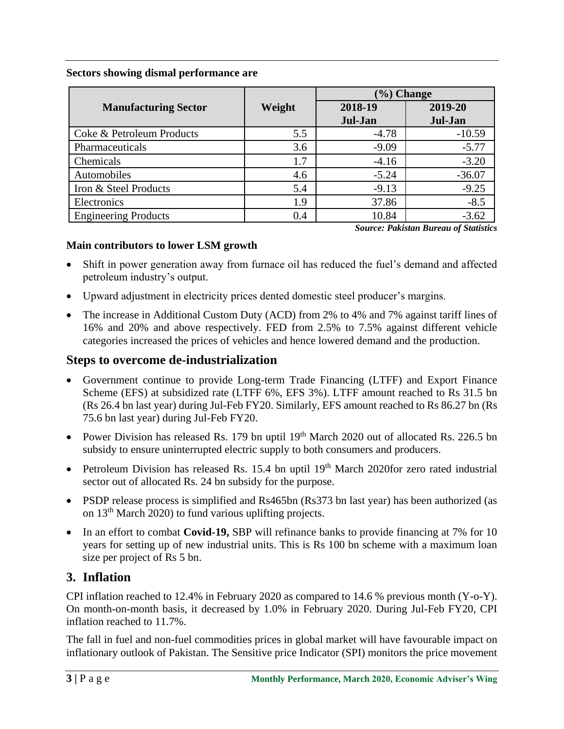**Sectors showing dismal performance are**

| Manufacturing Sector | Weight | (%) Change | |
|---|---|---|---|
| | | 2018-19 Jul-Jan | 2019-20 Jul-Jan |
| Coke & Petroleum Products | 5.5 | -4.78 | -10.59 |
| Pharmaceuticals | 3.6 | -9.09 | -5.77 |
| Chemicals | 1.7 | -4.16 | -3.20 |
| Automobiles | 4.6 | -5.24 | -36.07 |
| Iron & Steel Products | 5.4 | -9.13 | -9.25 |
| Electronics | 1.9 | 37.86 | -8.5 |
| Engineering Products | 0.4 | 10.84 | -3.62 |

*Source: Pakistan Bureau of Statistics*

**Main contributors to lower LSM growth**

- Shift in power generation away from furnace oil has reduced the fuel's demand and affected petroleum industry's output.
- Upward adjustment in electricity prices dented domestic steel producer's margins.
- The increase in Additional Custom Duty (ACD) from 2% to 4% and 7% against tariff lines of 16% and 20% and above respectively. FED from 2.5% to 7.5% against different vehicle categories increased the prices of vehicles and hence lowered demand and the production.

## Steps to overcome de-industrialization

- Government continue to provide Long-term Trade Financing (LTFF) and Export Finance Scheme (EFS) at subsidized rate (LTFF 6%, EFS 3%). LTFF amount reached to Rs 31.5 bn (Rs 26.4 bn last year) during Jul-Feb FY20. Similarly, EFS amount reached to Rs 86.27 bn (Rs 75.6 bn last year) during Jul-Feb FY20.
- Power Division has released Rs. 179 bn uptil 19th March 2020 out of allocated Rs. 226.5 bn subsidy to ensure uninterrupted electric supply to both consumers and producers.
- Petroleum Division has released Rs. 15.4 bn uptil 19th March 2020for zero rated industrial sector out of allocated Rs. 24 bn subsidy for the purpose.
- PSDP release process is simplified and Rs465bn (Rs373 bn last year) has been authorized (as on 13th March 2020) to fund various uplifting projects.
- In an effort to combat **Covid-19,** SBP will refinance banks to provide financing at 7% for 10 years for setting up of new industrial units. This is Rs 100 bn scheme with a maximum loan size per project of Rs 5 bn.

## 3. Inflation

CPI inflation reached to 12.4% in February 2020 as compared to 14.6 % previous month (Y-o-Y). On month-on-month basis, it decreased by 1.0% in February 2020. During Jul-Feb FY20, CPI inflation reached to 11.7%.

The fall in fuel and non-fuel commodities prices in global market will have favourable impact on inflationary outlook of Pakistan. The Sensitive price Indicator (SPI) monitors the price movement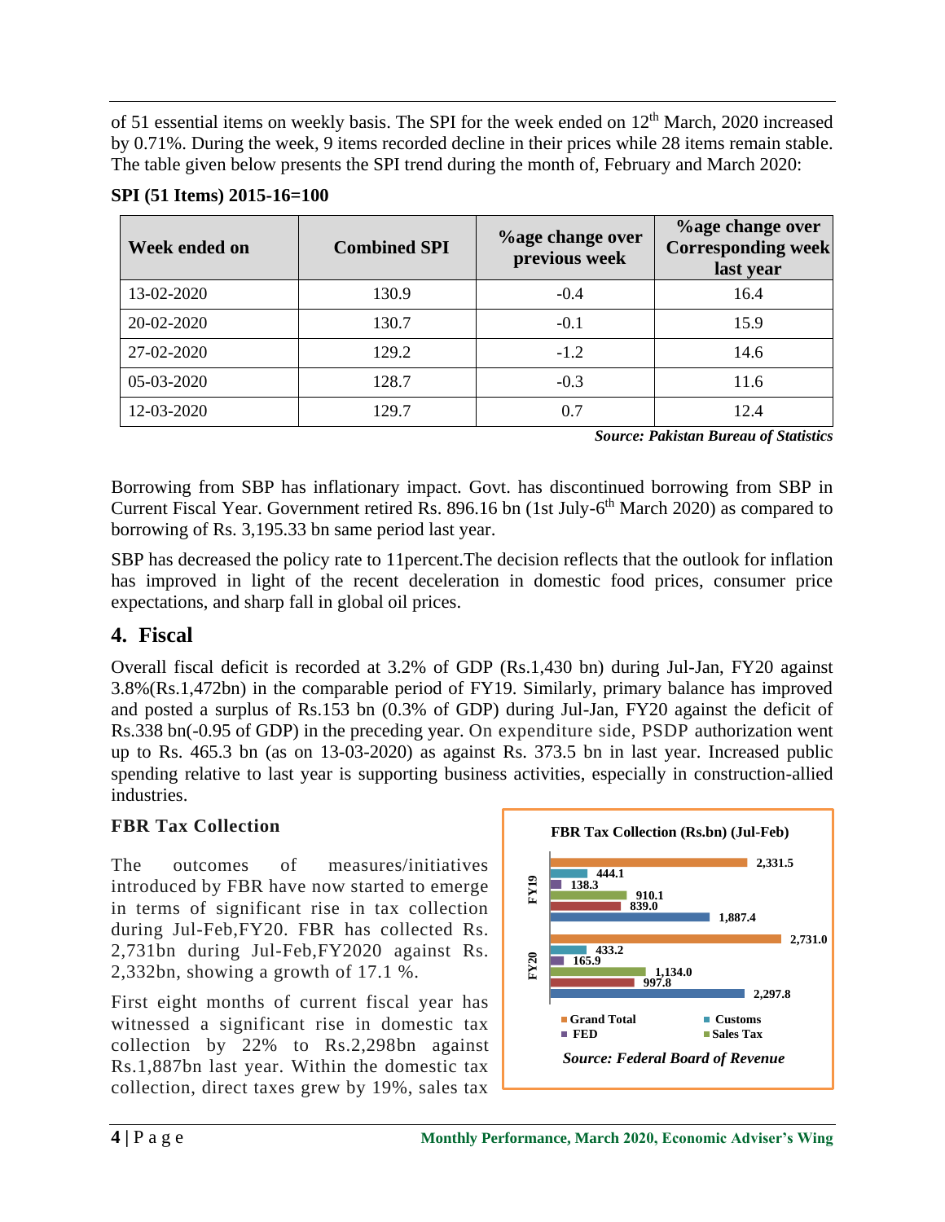of 51 essential items on weekly basis. The SPI for the week ended on 12th March, 2020 increased by 0.71%. During the week, 9 items recorded decline in their prices while 28 items remain stable. The table given below presents the SPI trend during the month of, February and March 2020:

**SPI (51 Items) 2015-16=100**

| Week ended on | Combined SPI | %age change over previous week | %age change over Corresponding week last year |
|---|---|---|---|
| 13-02-2020 | 130.9 | -0.4 | 16.4 |
| 20-02-2020 | 130.7 | -0.1 | 15.9 |
| 27-02-2020 | 129.2 | -1.2 | 14.6 |
| 05-03-2020 | 128.7 | -0.3 | 11.6 |
| 12-03-2020 | 129.7 | 0.7 | 12.4 |

***Source: Pakistan Bureau of Statistics***

Borrowing from SBP has inflationary impact. Govt. has discontinued borrowing from SBP in Current Fiscal Year. Government retired Rs. 896.16 bn (1st July-6th March 2020) as compared to borrowing of Rs. 3,195.33 bn same period last year.

SBP has decreased the policy rate to 11percent.The decision reflects that the outlook for inflation has improved in light of the recent deceleration in domestic food prices, consumer price expectations, and sharp fall in global oil prices.

## 4. Fiscal

Overall fiscal deficit is recorded at 3.2% of GDP (Rs.1,430 bn) during Jul-Jan, FY20 against 3.8%(Rs.1,472bn) in the comparable period of FY19. Similarly, primary balance has improved and posted a surplus of Rs.153 bn (0.3% of GDP) during Jul-Jan, FY20 against the deficit of Rs.338 bn(-0.95 of GDP) in the preceding year. On expenditure side, PSDP authorization went up to Rs. 465.3 bn (as on 13-03-2020) as against Rs. 373.5 bn in last year. Increased public spending relative to last year is supporting business activities, especially in construction-allied industries.

### FBR Tax Collection

The outcomes of measures/initiatives introduced by FBR have now started to emerge in terms of significant rise in tax collection during Jul-Feb,FY20. FBR has collected Rs. 2,731bn during Jul-Feb,FY2020 against Rs. 2,332bn, showing a growth of 17.1 %.

**FBR Tax Collection (Rs.bn) (Jul-Feb)**

| | Grand Total | Customs | FED | Sales Tax | (Domestic) |
|---|---|---|---|---|---|
| FY19 | 2,331.5 | 444.1 | 138.3 | 910.1 | 839.0 / 1,887.4 |
| FY20 | 2,731.0 | 433.2 | 165.9 | 1,134.0 | 997.8 / 2,297.8 |

*Source: Federal Board of Revenue*

First eight months of current fiscal year has witnessed a significant rise in domestic tax collection by 22% to Rs.2,298bn against Rs.1,887bn last year. Within the domestic tax collection, direct taxes grew by 19%, sales tax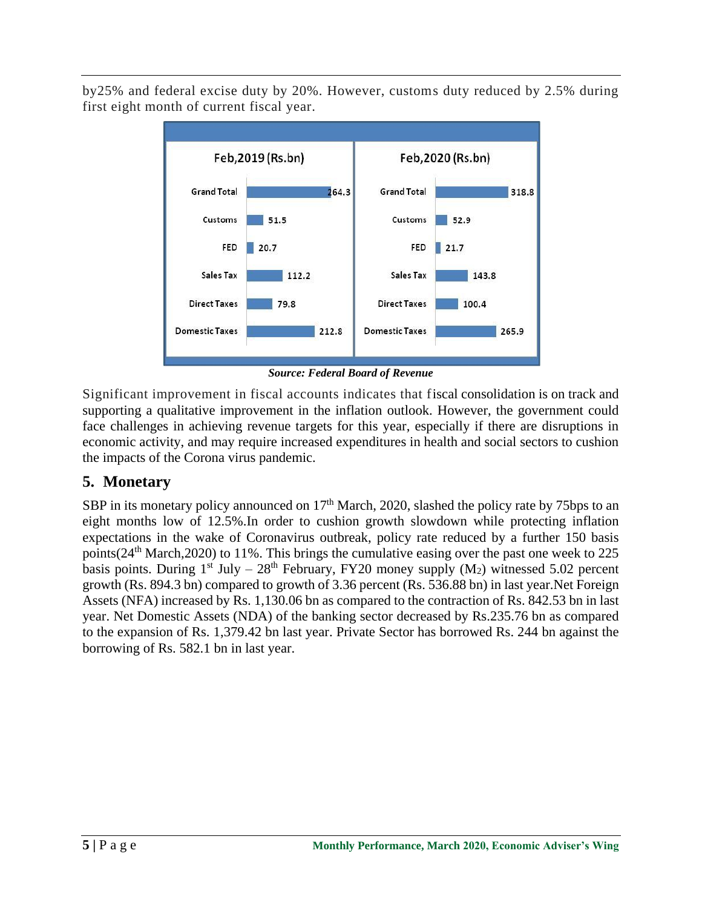by25% and federal excise duty by 20%. However, customs duty reduced by 2.5% during first eight month of current fiscal year.

| | Feb,2019 (Rs.bn) | Feb,2020 (Rs.bn) |
|---|---|---|
| Grand Total | 264.3 | 318.8 |
| Customs | 51.5 | 52.9 |
| FED | 20.7 | 21.7 |
| Sales Tax | 112.2 | 143.8 |
| Direct Taxes | 79.8 | 100.4 |
| Domestic Taxes | 212.8 | 265.9 |

***Source: Federal Board of Revenue***

Significant improvement in fiscal accounts indicates that fiscal consolidation is on track and supporting a qualitative improvement in the inflation outlook. However, the government could face challenges in achieving revenue targets for this year, especially if there are disruptions in economic activity, and may require increased expenditures in health and social sectors to cushion the impacts of the Corona virus pandemic.

## 5. Monetary

SBP in its monetary policy announced on 17th March, 2020, slashed the policy rate by 75bps to an eight months low of 12.5%.In order to cushion growth slowdown while protecting inflation expectations in the wake of Coronavirus outbreak, policy rate reduced by a further 150 basis points(24th March,2020) to 11%. This brings the cumulative easing over the past one week to 225 basis points. During 1st July – 28th February, FY20 money supply ($M_2$) witnessed 5.02 percent growth (Rs. 894.3 bn) compared to growth of 3.36 percent (Rs. 536.88 bn) in last year.Net Foreign Assets (NFA) increased by Rs. 1,130.06 bn as compared to the contraction of Rs. 842.53 bn in last year. Net Domestic Assets (NDA) of the banking sector decreased by Rs.235.76 bn as compared to the expansion of Rs. 1,379.42 bn last year. Private Sector has borrowed Rs. 244 bn against the borrowing of Rs. 582.1 bn in last year.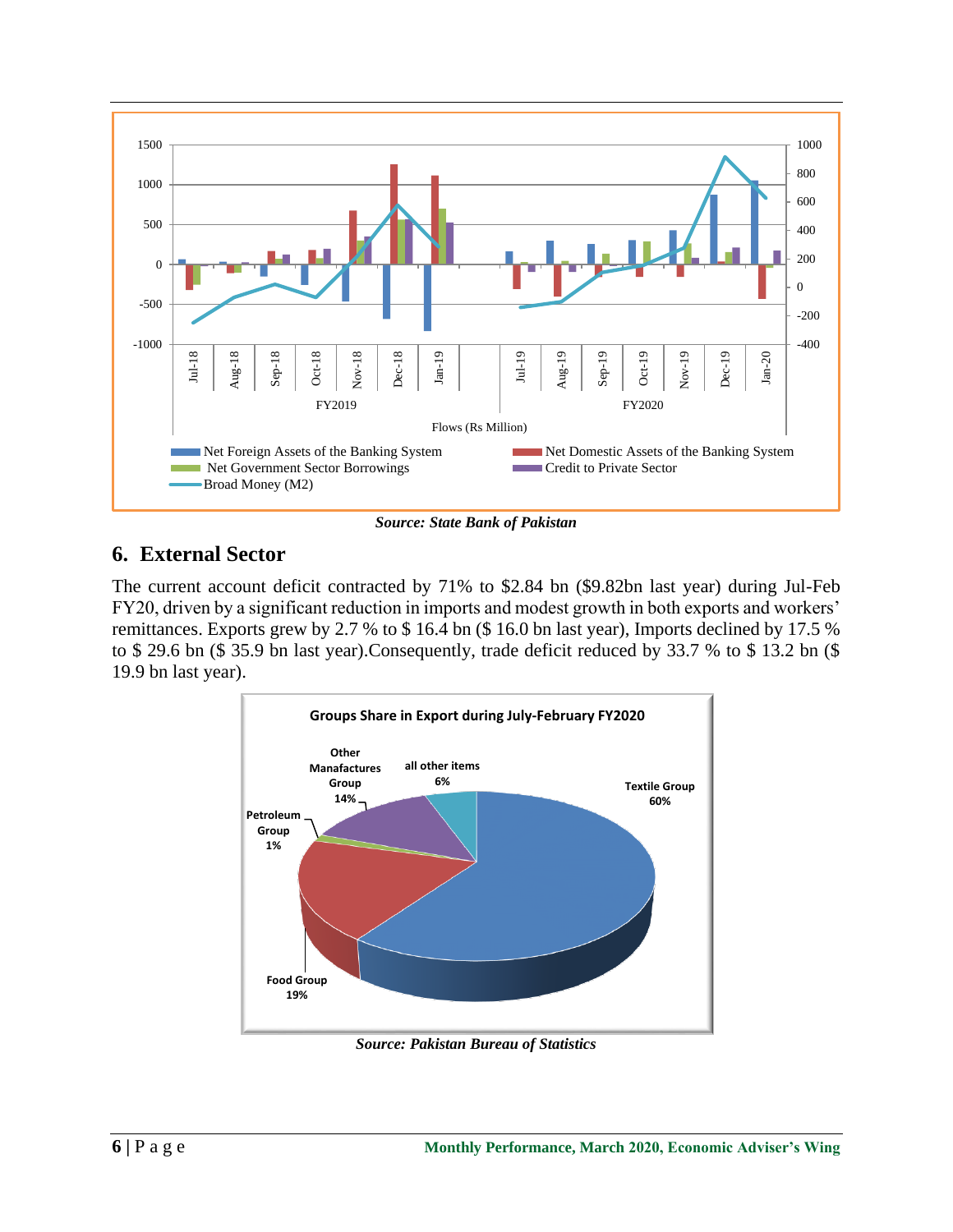*Source: State Bank of Pakistan*

## 6. External Sector

The current account deficit contracted by 71% to $2.84 bn ($9.82bn last year) during Jul-Feb FY20, driven by a significant reduction in imports and modest growth in both exports and workers' remittances. Exports grew by 2.7 % to $ 16.4 bn ($ 16.0 bn last year), Imports declined by 17.5 % to $ 29.6 bn ($ 35.9 bn last year).Consequently, trade deficit reduced by 33.7 % to $ 13.2 bn ($ 19.9 bn last year).

*Source: Pakistan Bureau of Statistics*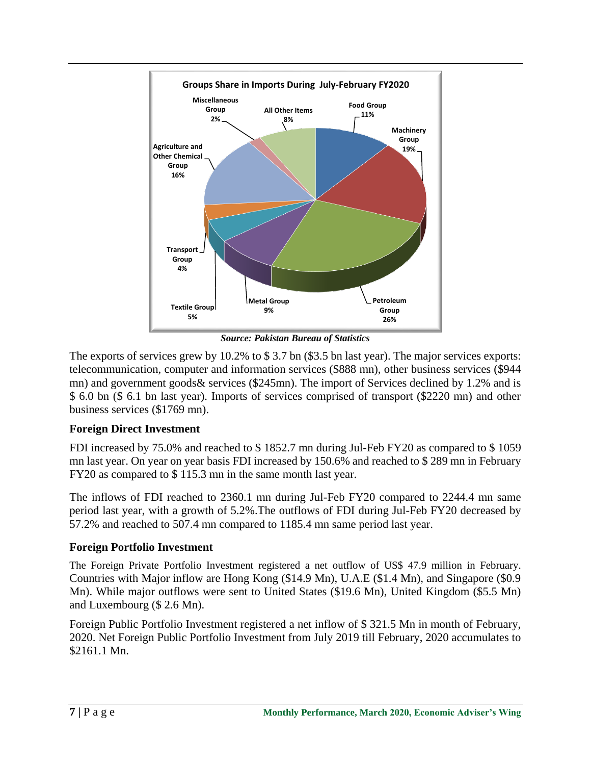Groups Share in Imports During July-February FY2020

| Group | Share |
|---|---|
| Food Group | 11% |
| Machinery Group | 19% |
| Petroleum Group | 26% |
| Metal Group | 9% |
| Textile Group | 5% |
| Transport Group | 4% |
| Agriculture and Other Chemical Group | 16% |
| Miscellaneous Group | 2% |
| All Other Items | 8% |

***Source: Pakistan Bureau of Statistics***

The exports of services grew by 10.2% to $ 3.7 bn ($3.5 bn last year). The major services exports: telecommunication, computer and information services ($888 mn), other business services ($944 mn) and government goods& services ($245mn). The import of Services declined by 1.2% and is $ 6.0 bn ($ 6.1 bn last year). Imports of services comprised of transport ($2220 mn) and other business services ($1769 mn).

### Foreign Direct Investment

FDI increased by 75.0% and reached to $ 1852.7 mn during Jul-Feb FY20 as compared to $ 1059 mn last year. On year on year basis FDI increased by 150.6% and reached to $ 289 mn in February FY20 as compared to $ 115.3 mn in the same month last year.

The inflows of FDI reached to 2360.1 mn during Jul-Feb FY20 compared to 2244.4 mn same period last year, with a growth of 5.2%.The outflows of FDI during Jul-Feb FY20 decreased by 57.2% and reached to 507.4 mn compared to 1185.4 mn same period last year.

### Foreign Portfolio Investment

The Foreign Private Portfolio Investment registered a net outflow of US$ 47.9 million in February. Countries with Major inflow are Hong Kong ($14.9 Mn), U.A.E ($1.4 Mn), and Singapore ($0.9 Mn). While major outflows were sent to United States ($19.6 Mn), United Kingdom ($5.5 Mn) and Luxembourg ($ 2.6 Mn).

Foreign Public Portfolio Investment registered a net inflow of $ 321.5 Mn in month of February, 2020. Net Foreign Public Portfolio Investment from July 2019 till February, 2020 accumulates to $2161.1 Mn.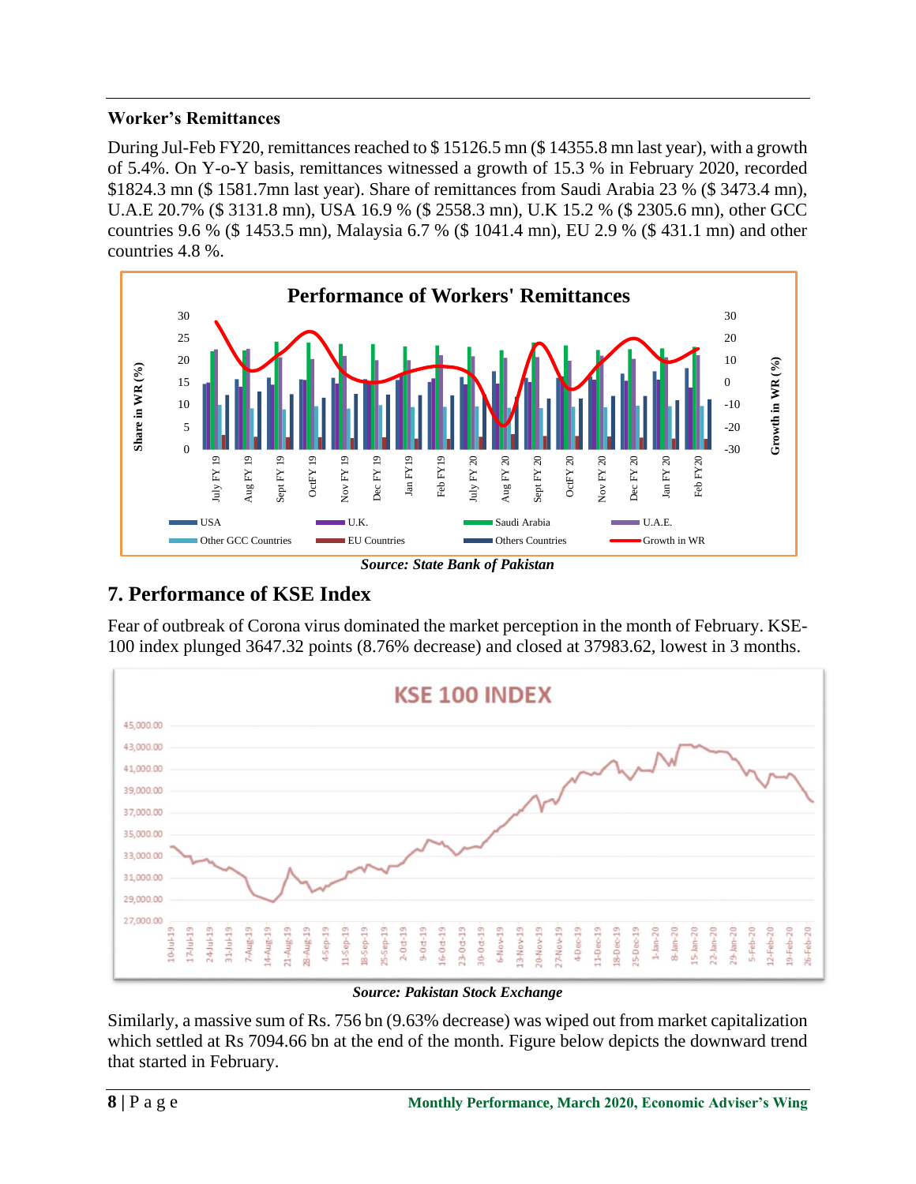**Worker's Remittances**

During Jul-Feb FY20, remittances reached to $ 15126.5 mn ($ 14355.8 mn last year), with a growth of 5.4%. On Y-o-Y basis, remittances witnessed a growth of 15.3 % in February 2020, recorded $1824.3 mn ($ 1581.7mn last year). Share of remittances from Saudi Arabia 23 % ($ 3473.4 mn), U.A.E 20.7% ($ 3131.8 mn), USA 16.9 % ($ 2558.3 mn), U.K 15.2 % ($ 2305.6 mn), other GCC countries 9.6 % ($ 1453.5 mn), Malaysia 6.7 % ($ 1041.4 mn), EU 2.9 % ($ 431.1 mn) and other countries 4.8 %.

*Source: State Bank of Pakistan*

## 7. Performance of KSE Index

Fear of outbreak of Corona virus dominated the market perception in the month of February. KSE-100 index plunged 3647.32 points (8.76% decrease) and closed at 37983.62, lowest in 3 months.

*Source: Pakistan Stock Exchange*

Similarly, a massive sum of Rs. 756 bn (9.63% decrease) was wiped out from market capitalization which settled at Rs 7094.66 bn at the end of the month. Figure below depicts the downward trend that started in February.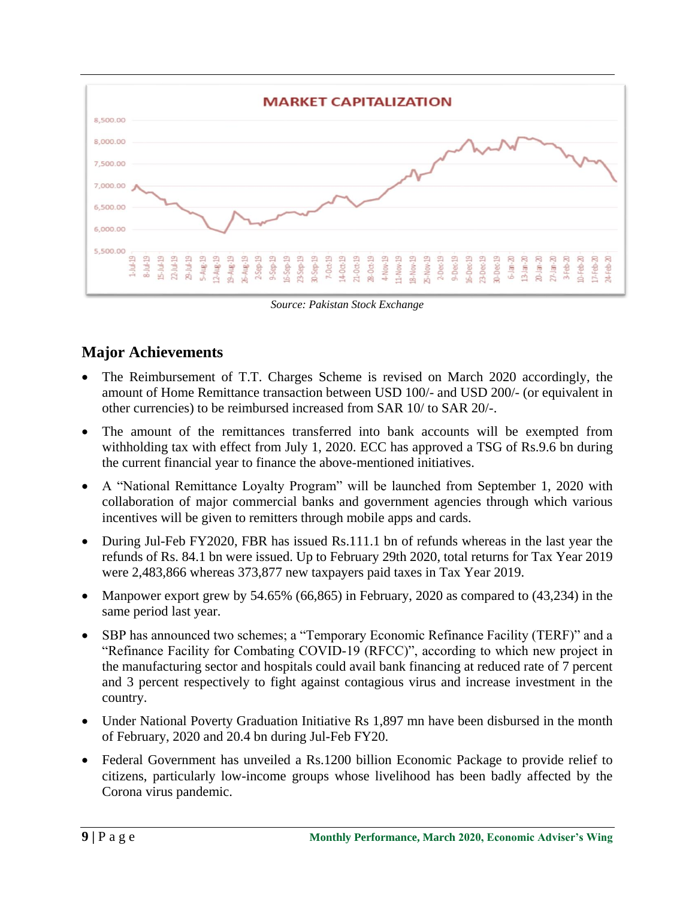Source: Pakistan Stock Exchange

## Major Achievements

- The Reimbursement of T.T. Charges Scheme is revised on March 2020 accordingly, the amount of Home Remittance transaction between USD 100/- and USD 200/- (or equivalent in other currencies) to be reimbursed increased from SAR 10/ to SAR 20/-.
- The amount of the remittances transferred into bank accounts will be exempted from withholding tax with effect from July 1, 2020. ECC has approved a TSG of Rs.9.6 bn during the current financial year to finance the above-mentioned initiatives.
- A "National Remittance Loyalty Program" will be launched from September 1, 2020 with collaboration of major commercial banks and government agencies through which various incentives will be given to remitters through mobile apps and cards.
- During Jul-Feb FY2020, FBR has issued Rs.111.1 bn of refunds whereas in the last year the refunds of Rs. 84.1 bn were issued. Up to February 29th 2020, total returns for Tax Year 2019 were 2,483,866 whereas 373,877 new taxpayers paid taxes in Tax Year 2019.
- Manpower export grew by 54.65% (66,865) in February, 2020 as compared to (43,234) in the same period last year.
- SBP has announced two schemes; a "Temporary Economic Refinance Facility (TERF)" and a "Refinance Facility for Combating COVID-19 (RFCC)", according to which new project in the manufacturing sector and hospitals could avail bank financing at reduced rate of 7 percent and 3 percent respectively to fight against contagious virus and increase investment in the country.
- Under National Poverty Graduation Initiative Rs 1,897 mn have been disbursed in the month of February, 2020 and 20.4 bn during Jul-Feb FY20.
- Federal Government has unveiled a Rs.1200 billion Economic Package to provide relief to citizens, particularly low-income groups whose livelihood has been badly affected by the Corona virus pandemic.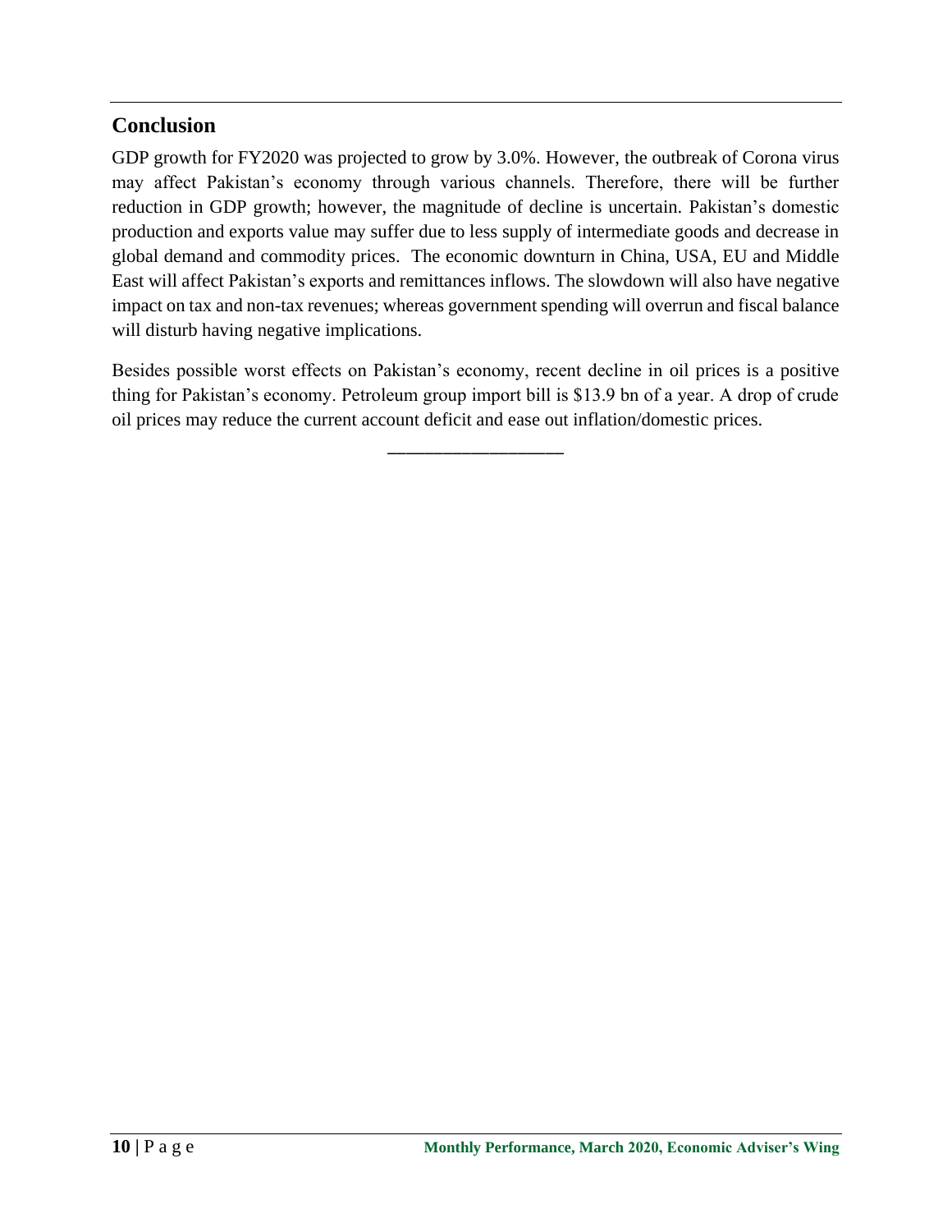## Conclusion

GDP growth for FY2020 was projected to grow by 3.0%. However, the outbreak of Corona virus may affect Pakistan's economy through various channels. Therefore, there will be further reduction in GDP growth; however, the magnitude of decline is uncertain. Pakistan's domestic production and exports value may suffer due to less supply of intermediate goods and decrease in global demand and commodity prices. The economic downturn in China, USA, EU and Middle East will affect Pakistan's exports and remittances inflows. The slowdown will also have negative impact on tax and non-tax revenues; whereas government spending will overrun and fiscal balance will disturb having negative implications.

Besides possible worst effects on Pakistan's economy, recent decline in oil prices is a positive thing for Pakistan's economy. Petroleum group import bill is $13.9 bn of a year. A drop of crude oil prices may reduce the current account deficit and ease out inflation/domestic prices.

\_\_\_\_\_\_\_\_\_\_\_\_\_\_\_\_\_\_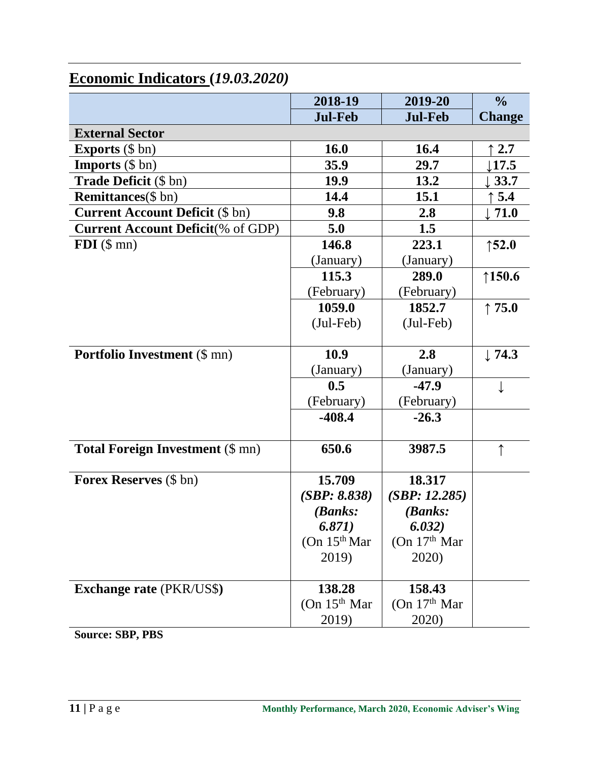## Economic Indicators (*19.03.2020)*

| | 2018-19 Jul-Feb | 2019-20 Jul-Feb | % Change |
|---|---|---|---|
| **External Sector** | | | |
| **Exports** ($ bn) | **16.0** | **16.4** | ↑ **2.7** |
| **Imports** ($ bn) | **35.9** | **29.7** | ↓**17.5** |
| **Trade Deficit** ($ bn) | **19.9** | **13.2** | ↓ **33.7** |
| **Remittances**($ bn) | **14.4** | **15.1** | ↑ **5.4** |
| **Current Account Deficit** ($ bn) | **9.8** | **2.8** | ↓ **71.0** |
| **Current Account Deficit**(% of GDP) | **5.0** | **1.5** | |
| **FDI** ($ mn) | **146.8** (January) | **223.1** (January) | ↑**52.0** |
| | **115.3** (February) | **289.0** (February) | ↑**150.6** |
| | **1059.0** (Jul-Feb) | **1852.7** (Jul-Feb) | ↑ **75.0** |
| **Portfolio Investment** ($ mn) | **10.9** (January) | **2.8** (January) | ↓ **74.3** |
| | **0.5** (February) | **-47.9** (February) | ↓ |
| | **-408.4** | **-26.3** | |
| **Total Foreign Investment** ($ mn) | **650.6** | **3987.5** | ↑ |
| **Forex Reserves** ($ bn) | **15.709** ***(SBP: 8.838)*** ***(Banks: 6.871)*** (On 15th Mar 2019) | **18.317** ***(SBP: 12.285)*** ***(Banks: 6.032)*** (On 17th Mar 2020) | |
| **Exchange rate** (PKR/US$**)** | **138.28** (On 15th Mar 2019) | **158.43** (On 17th Mar 2020) | |

**Source: SBP, PBS**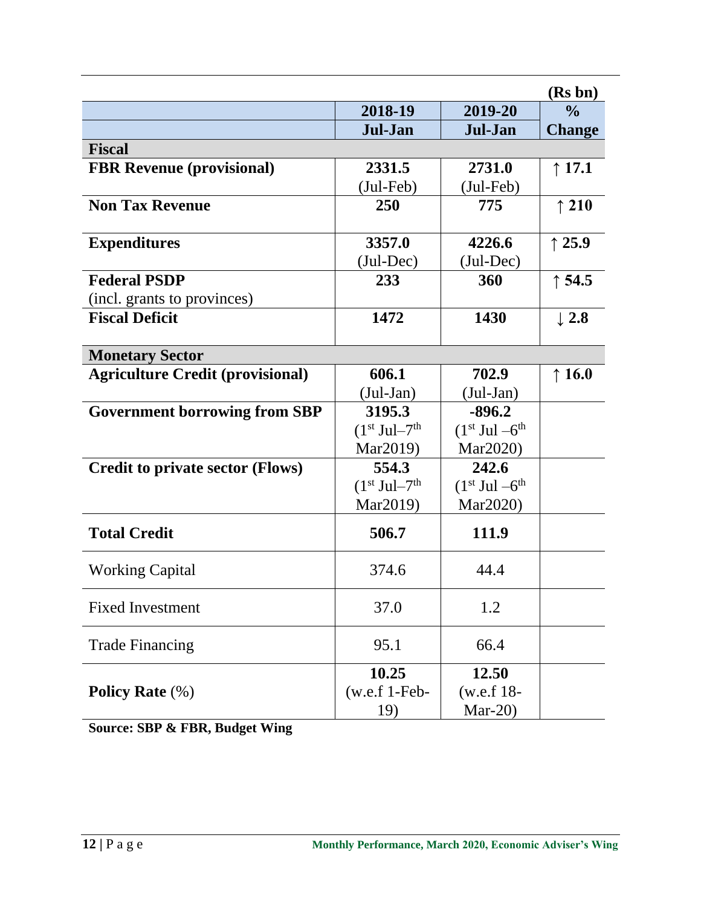(Rs bn)

| | 2018-19 Jul-Jan | 2019-20 Jul-Jan | % Change |
|---|---|---|---|
| **Fiscal** | | | |
| **FBR Revenue (provisional)** | **2331.5** (Jul-Feb) | **2731.0** (Jul-Feb) | ↑ **17.1** |
| **Non Tax Revenue** | **250** | **775** | ↑ **210** |
| **Expenditures** | **3357.0** (Jul-Dec) | **4226.6** (Jul-Dec) | ↑ **25.9** |
| **Federal PSDP** (incl. grants to provinces) | **233** | **360** | ↑ **54.5** |
| **Fiscal Deficit** | **1472** | **1430** | ↓ **2.8** |
| **Monetary Sector** | | | |
| **Agriculture Credit (provisional)** | **606.1** (Jul-Jan) | **702.9** (Jul-Jan) | ↑ **16.0** |
| **Government borrowing from SBP** | **3195.3** (1st Jul–7th Mar2019) | **-896.2** (1st Jul –6th Mar2020) | |
| **Credit to private sector (Flows)** | **554.3** (1st Jul–7th Mar2019) | **242.6** (1st Jul –6th Mar2020) | |
| **Total Credit** | **506.7** | **111.9** | |
| Working Capital | 374.6 | 44.4 | |
| Fixed Investment | 37.0 | 1.2 | |
| Trade Financing | 95.1 | 66.4 | |
| **Policy Rate** (%) | **10.25** (w.e.f 1-Feb-19) | **12.50** (w.e.f 18-Mar-20) | |

**Source: SBP & FBR, Budget Wing**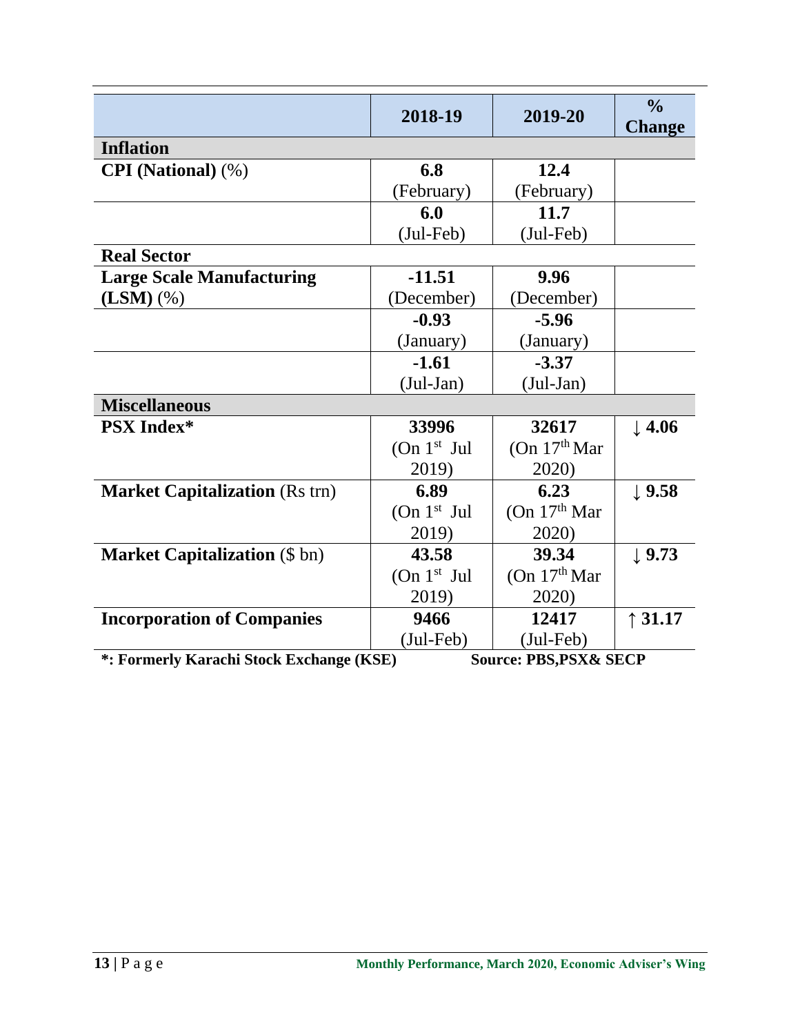| | 2018-19 | 2019-20 | % Change |
|---|---|---|---|
| **Inflation** | | | |
| **CPI (National)** (%) | **6.8** (February) | **12.4** (February) | |
| | **6.0** (Jul-Feb) | **11.7** (Jul-Feb) | |
| **Real Sector** | | | |
| **Large Scale Manufacturing (LSM)** (%) | **-11.51** (December) | **9.96** (December) | |
| | **-0.93** (January) | **-5.96** (January) | |
| | **-1.61** (Jul-Jan) | **-3.37** (Jul-Jan) | |
| **Miscellaneous** | | | |
| **PSX Index*** | **33996** (On 1st Jul 2019) | **32617** (On 17th Mar 2020) | ↓ **4.06** |
| **Market Capitalization** (Rs trn) | **6.89** (On 1st Jul 2019) | **6.23** (On 17th Mar 2020) | ↓ **9.58** |
| **Market Capitalization** ($ bn) | **43.58** (On 1st Jul 2019) | **39.34** (On 17th Mar 2020) | ↓ **9.73** |
| **Incorporation of Companies** | **9466** (Jul-Feb) | **12417** (Jul-Feb) | ↑ **31.17** |

**\*: Formerly Karachi Stock Exchange (KSE)** **Source: PBS,PSX& SECP**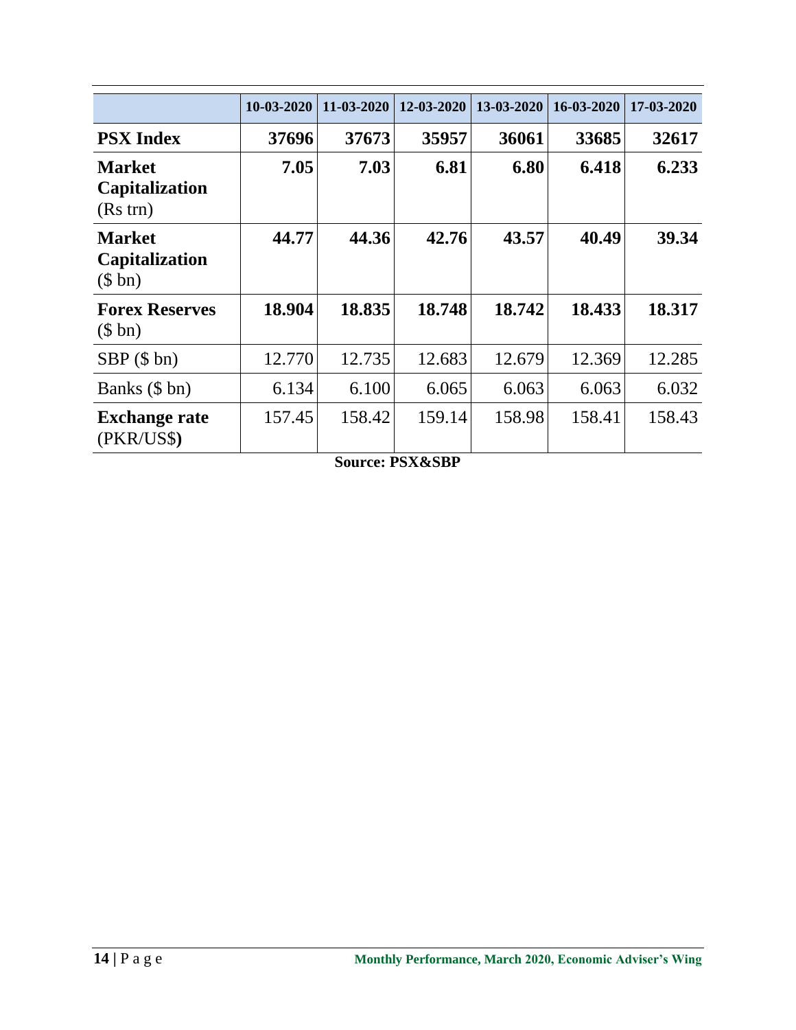| | 10-03-2020 | 11-03-2020 | 12-03-2020 | 13-03-2020 | 16-03-2020 | 17-03-2020 |
|---|---|---|---|---|---|---|
| **PSX Index** | **37696** | **37673** | **35957** | **36061** | **33685** | **32617** |
| **Market Capitalization** (Rs trn) | **7.05** | **7.03** | **6.81** | **6.80** | **6.418** | **6.233** |
| **Market Capitalization** ($ bn) | **44.77** | **44.36** | **42.76** | **43.57** | **40.49** | **39.34** |
| **Forex Reserves** ($ bn) | **18.904** | **18.835** | **18.748** | **18.742** | **18.433** | **18.317** |
| SBP ($ bn) | 12.770 | 12.735 | 12.683 | 12.679 | 12.369 | 12.285 |
| Banks ($ bn) | 6.134 | 6.100 | 6.065 | 6.063 | 6.063 | 6.032 |
| **Exchange rate** (PKR/US$) | 157.45 | 158.42 | 159.14 | 158.98 | 158.41 | 158.43 |

**Source: PSX&SBP**